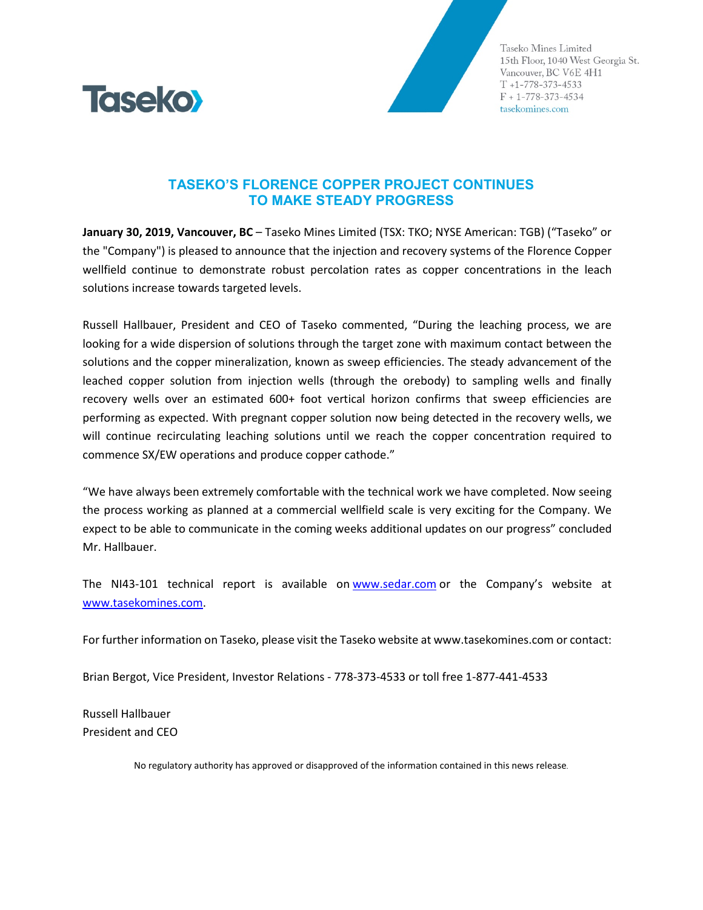Taseko Mines Limited
15th Floor, 1040 West Georgia St.
Vancouver, BC V6E 4H1
T +1-778-373-4533
F + 1-778-373-4534
tasekomines.com

# TASEKO'S FLORENCE COPPER PROJECT CONTINUES TO MAKE STEADY PROGRESS

**January 30, 2019, Vancouver, BC** – Taseko Mines Limited (TSX: TKO; NYSE American: TGB) ("Taseko" or the "Company") is pleased to announce that the injection and recovery systems of the Florence Copper wellfield continue to demonstrate robust percolation rates as copper concentrations in the leach solutions increase towards targeted levels.

Russell Hallbauer, President and CEO of Taseko commented, "During the leaching process, we are looking for a wide dispersion of solutions through the target zone with maximum contact between the solutions and the copper mineralization, known as sweep efficiencies. The steady advancement of the leached copper solution from injection wells (through the orebody) to sampling wells and finally recovery wells over an estimated 600+ foot vertical horizon confirms that sweep efficiencies are performing as expected. With pregnant copper solution now being detected in the recovery wells, we will continue recirculating leaching solutions until we reach the copper concentration required to commence SX/EW operations and produce copper cathode."

"We have always been extremely comfortable with the technical work we have completed. Now seeing the process working as planned at a commercial wellfield scale is very exciting for the Company. We expect to be able to communicate in the coming weeks additional updates on our progress" concluded Mr. Hallbauer.

The NI43-101 technical report is available on [www.sedar.com](http://www.sedar.com) or the Company's website at [www.tasekomines.com](http://www.tasekomines.com).

For further information on Taseko, please visit the Taseko website at www.tasekomines.com or contact:

Brian Bergot, Vice President, Investor Relations - 778-373-4533 or toll free 1-877-441-4533

Russell Hallbauer
President and CEO

No regulatory authority has approved or disapproved of the information contained in this news release.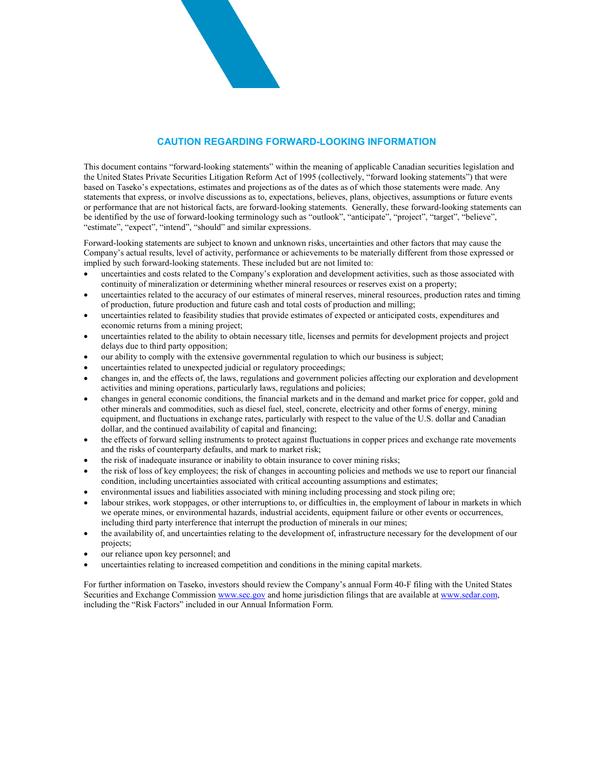## CAUTION REGARDING FORWARD-LOOKING INFORMATION

This document contains “forward-looking statements” within the meaning of applicable Canadian securities legislation and the United States Private Securities Litigation Reform Act of 1995 (collectively, “forward looking statements”) that were based on Taseko’s expectations, estimates and projections as of the dates as of which those statements were made. Any statements that express, or involve discussions as to, expectations, believes, plans, objectives, assumptions or future events or performance that are not historical facts, are forward-looking statements. Generally, these forward-looking statements can be identified by the use of forward-looking terminology such as “outlook”, “anticipate”, “project”, “target”, “believe”, “estimate”, “expect”, “intend”, “should” and similar expressions.

Forward-looking statements are subject to known and unknown risks, uncertainties and other factors that may cause the Company’s actual results, level of activity, performance or achievements to be materially different from those expressed or implied by such forward-looking statements. These included but are not limited to:

- uncertainties and costs related to the Company’s exploration and development activities, such as those associated with continuity of mineralization or determining whether mineral resources or reserves exist on a property;
- uncertainties related to the accuracy of our estimates of mineral reserves, mineral resources, production rates and timing of production, future production and future cash and total costs of production and milling;
- uncertainties related to feasibility studies that provide estimates of expected or anticipated costs, expenditures and economic returns from a mining project;
- uncertainties related to the ability to obtain necessary title, licenses and permits for development projects and project delays due to third party opposition;
- our ability to comply with the extensive governmental regulation to which our business is subject;
- uncertainties related to unexpected judicial or regulatory proceedings;
- changes in, and the effects of, the laws, regulations and government policies affecting our exploration and development activities and mining operations, particularly laws, regulations and policies;
- changes in general economic conditions, the financial markets and in the demand and market price for copper, gold and other minerals and commodities, such as diesel fuel, steel, concrete, electricity and other forms of energy, mining equipment, and fluctuations in exchange rates, particularly with respect to the value of the U.S. dollar and Canadian dollar, and the continued availability of capital and financing;
- the effects of forward selling instruments to protect against fluctuations in copper prices and exchange rate movements and the risks of counterparty defaults, and mark to market risk;
- the risk of inadequate insurance or inability to obtain insurance to cover mining risks;
- the risk of loss of key employees; the risk of changes in accounting policies and methods we use to report our financial condition, including uncertainties associated with critical accounting assumptions and estimates;
- environmental issues and liabilities associated with mining including processing and stock piling ore;
- labour strikes, work stoppages, or other interruptions to, or difficulties in, the employment of labour in markets in which we operate mines, or environmental hazards, industrial accidents, equipment failure or other events or occurrences, including third party interference that interrupt the production of minerals in our mines;
- the availability of, and uncertainties relating to the development of, infrastructure necessary for the development of our projects;
- our reliance upon key personnel; and
- uncertainties relating to increased competition and conditions in the mining capital markets.

For further information on Taseko, investors should review the Company’s annual Form 40-F filing with the United States Securities and Exchange Commission www.sec.gov and home jurisdiction filings that are available at www.sedar.com, including the “Risk Factors” included in our Annual Information Form.